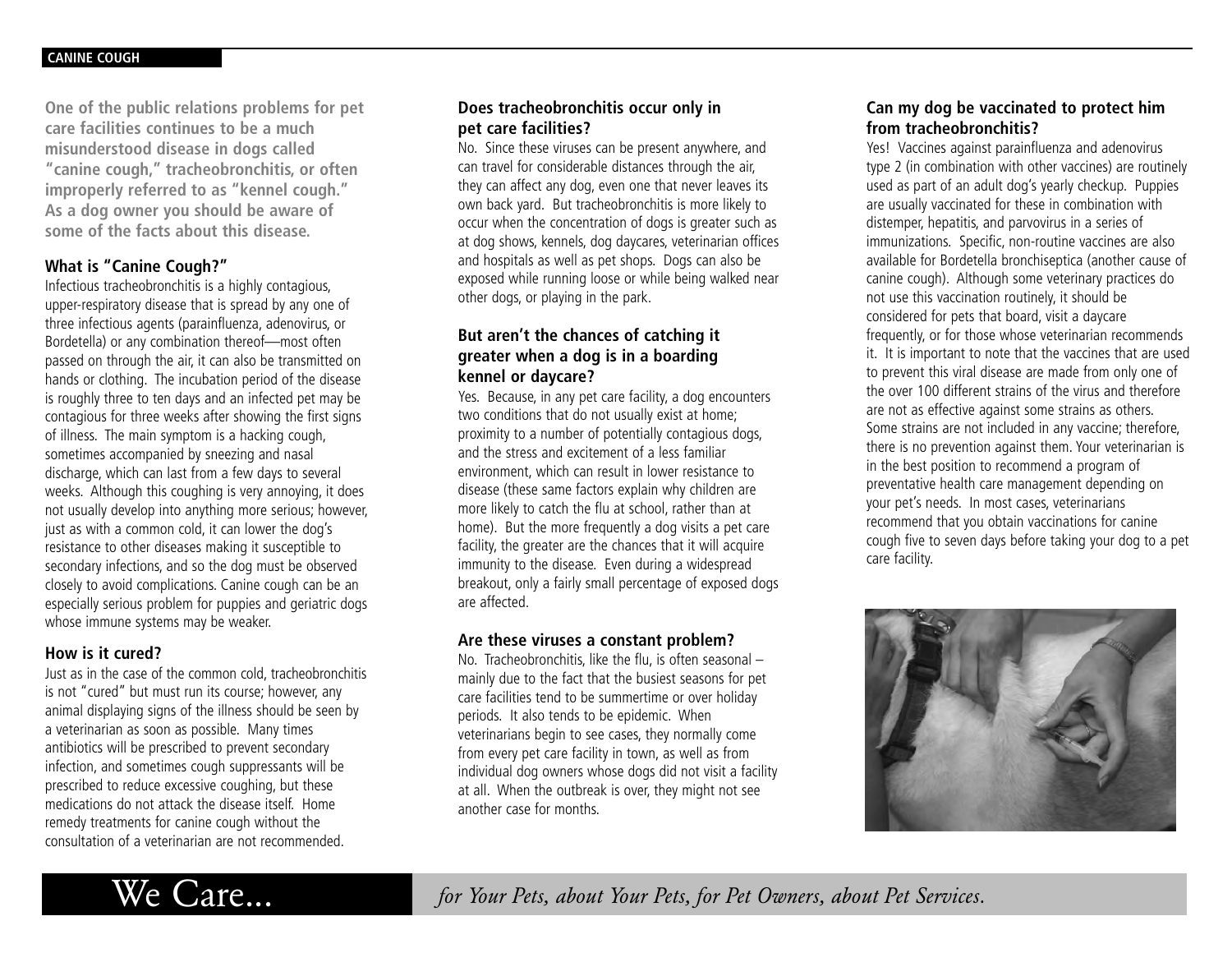# CANINE COUGH

**One of the public relations problems for pet care facilities continues to be a much misunderstood disease in dogs called "canine cough," tracheobronchitis, or often improperly referred to as "kennel cough." As a dog owner you should be aware of some of the facts about this disease.**

### What is "Canine Cough?"

Infectious tracheobronchitis is a highly contagious, upper-respiratory disease that is spread by any one of three infectious agents (parainfluenza, adenovirus, or Bordetella) or any combination thereof—most often passed on through the air, it can also be transmitted on hands or clothing. The incubation period of the disease is roughly three to ten days and an infected pet may be contagious for three weeks after showing the first signs of illness. The main symptom is a hacking cough, sometimes accompanied by sneezing and nasal discharge, which can last from a few days to several weeks. Although this coughing is very annoying, it does not usually develop into anything more serious; however, just as with a common cold, it can lower the dog's resistance to other diseases making it susceptible to secondary infections, and so the dog must be observed closely to avoid complications. Canine cough can be an especially serious problem for puppies and geriatric dogs whose immune systems may be weaker.

### How is it cured?

Just as in the case of the common cold, tracheobronchitis is not "cured" but must run its course; however, any animal displaying signs of the illness should be seen by a veterinarian as soon as possible. Many times antibiotics will be prescribed to prevent secondary infection, and sometimes cough suppressants will be prescribed to reduce excessive coughing, but these medications do not attack the disease itself. Home remedy treatments for canine cough without the consultation of a veterinarian are not recommended.

### Does tracheobronchitis occur only in pet care facilities?

No. Since these viruses can be present anywhere, and can travel for considerable distances through the air, they can affect any dog, even one that never leaves its own back yard. But tracheobronchitis is more likely to occur when the concentration of dogs is greater such as at dog shows, kennels, dog daycares, veterinarian offices and hospitals as well as pet shops. Dogs can also be exposed while running loose or while being walked near other dogs, or playing in the park.

### But aren't the chances of catching it greater when a dog is in a boarding kennel or daycare?

Yes. Because, in any pet care facility, a dog encounters two conditions that do not usually exist at home; proximity to a number of potentially contagious dogs, and the stress and excitement of a less familiar environment, which can result in lower resistance to disease (these same factors explain why children are more likely to catch the flu at school, rather than at home). But the more frequently a dog visits a pet care facility, the greater are the chances that it will acquire immunity to the disease. Even during a widespread breakout, only a fairly small percentage of exposed dogs are affected.

### Are these viruses a constant problem?

No. Tracheobronchitis, like the flu, is often seasonal – mainly due to the fact that the busiest seasons for pet care facilities tend to be summertime or over holiday periods. It also tends to be epidemic. When veterinarians begin to see cases, they normally come from every pet care facility in town, as well as from individual dog owners whose dogs did not visit a facility at all. When the outbreak is over, they might not see another case for months.

### Can my dog be vaccinated to protect him from tracheobronchitis?

Yes! Vaccines against parainfluenza and adenovirus type 2 (in combination with other vaccines) are routinely used as part of an adult dog's yearly checkup. Puppies are usually vaccinated for these in combination with distemper, hepatitis, and parvovirus in a series of immunizations. Specific, non-routine vaccines are also available for Bordetella bronchiseptica (another cause of canine cough). Although some veterinary practices do not use this vaccination routinely, it should be considered for pets that board, visit a daycare frequently, or for those whose veterinarian recommends it. It is important to note that the vaccines that are used to prevent this viral disease are made from only one of the over 100 different strains of the virus and therefore are not as effective against some strains as others. Some strains are not included in any vaccine; therefore, there is no prevention against them. Your veterinarian is in the best position to recommend a program of preventative health care management depending on your pet's needs. In most cases, veterinarians recommend that you obtain vaccinations for canine cough five to seven days before taking your dog to a pet care facility.

We Care... *for Your Pets, about Your Pets, for Pet Owners, about Pet Services.*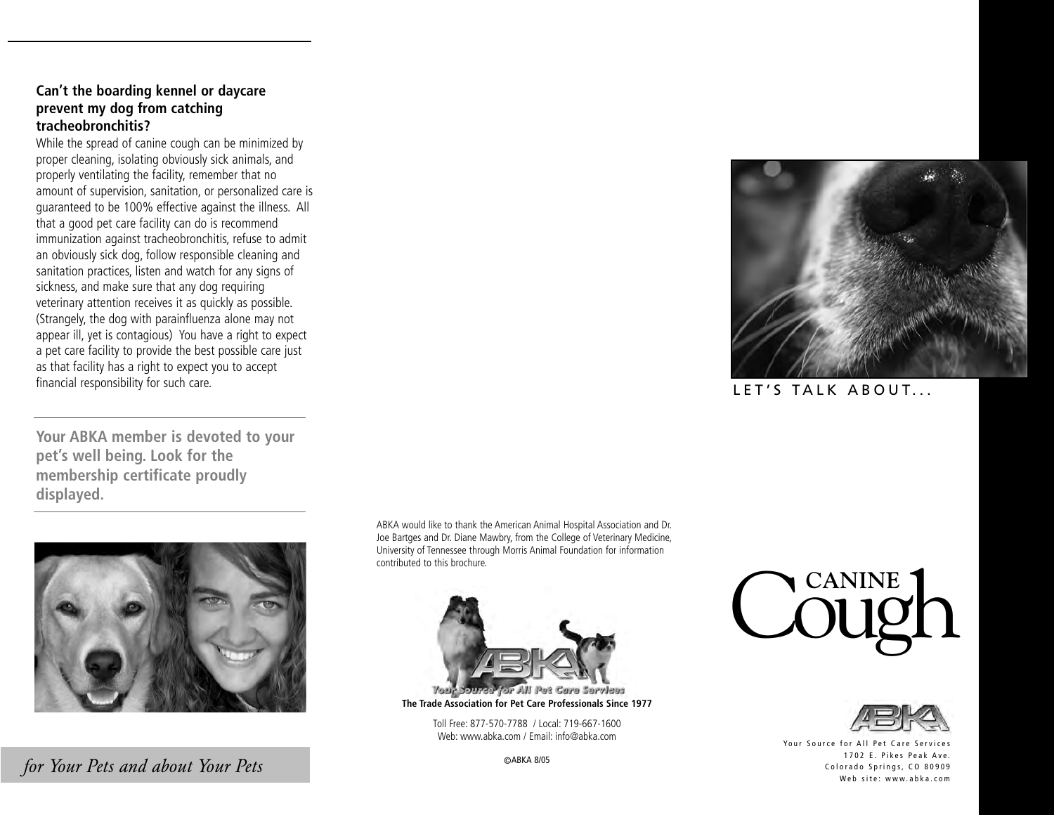### Can't the boarding kennel or daycare prevent my dog from catching tracheobronchitis?

While the spread of canine cough can be minimized by proper cleaning, isolating obviously sick animals, and properly ventilating the facility, remember that no amount of supervision, sanitation, or personalized care is guaranteed to be 100% effective against the illness. All that a good pet care facility can do is recommend immunization against tracheobronchitis, refuse to admit an obviously sick dog, follow responsible cleaning and sanitation practices, listen and watch for any signs of sickness, and make sure that any dog requiring veterinary attention receives it as quickly as possible. (Strangely, the dog with parainfluenza alone may not appear ill, yet is contagious) You have a right to expect a pet care facility to provide the best possible care just as that facility has a right to expect you to accept financial responsibility for such care.

**Your ABKA member is devoted to your pet's well being. Look for the membership certificate proudly displayed.**

*for Your Pets and about Your Pets*

ABKA would like to thank the American Animal Hospital Association and Dr. Joe Bartges and Dr. Diane Mawbry, from the College of Veterinary Medicine, University of Tennessee through Morris Animal Foundation for information contributed to this brochure.

ABKA

Your Source for All Pet Care Services

**The Trade Association for Pet Care Professionals Since 1977**

Toll Free: 877-570-7788 / Local: 719-667-1600
Web: www.abka.com / Email: info@abka.com

©ABKA 8/05

LET'S TALK ABOUT...

# CANINE Cough

ABKA

Your Source for All Pet Care Services
1702 E. Pikes Peak Ave.
Colorado Springs, CO 80909
Web site: www.abka.com